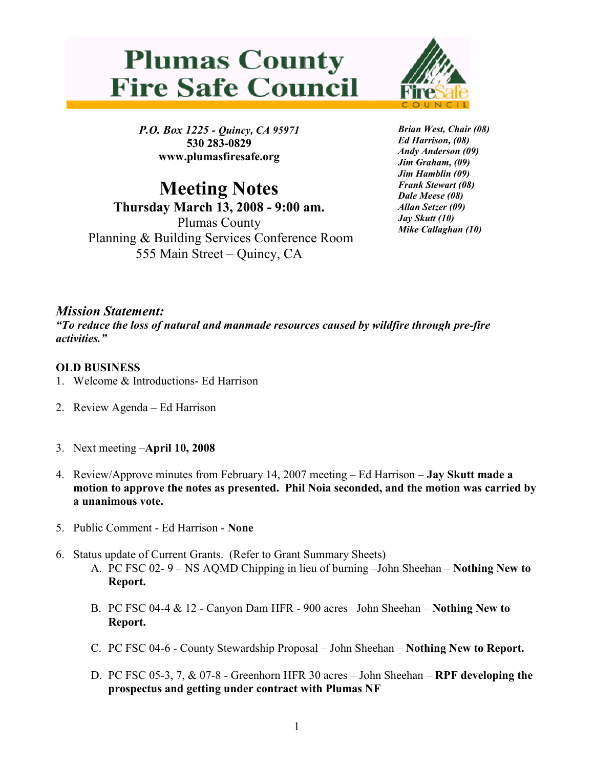# Plumas County Fire Safe Council

*P.O. Box 1225 - Quincy, CA 95971*
**530 283-0829**
**www.plumasfiresafe.org**

***Brian West, Chair (08)***
***Ed Harrison, (08)***
***Andy Anderson (09)***
***Jim Graham, (09)***
***Jim Hamblin (09)***
***Frank Stewart (08)***
***Dale Meese (08)***
***Allan Setzer (09)***
***Jay Skutt (10)***
***Mike Callaghan (10)***

## Meeting Notes

**Thursday March 13, 2008 - 9:00 am.**
Plumas County
Planning & Building Services Conference Room
555 Main Street – Quincy, CA

### *Mission Statement:*

***"To reduce the loss of natural and manmade resources caused by wildfire through pre-fire activities."***

**OLD BUSINESS**

1. Welcome & Introductions- Ed Harrison
2. Review Agenda – Ed Harrison
3. Next meeting –**April 10, 2008**
4. Review/Approve minutes from February 14, 2007 meeting – Ed Harrison – **Jay Skutt made a motion to approve the notes as presented. Phil Noia seconded, and the motion was carried by a unanimous vote.**
5. Public Comment - Ed Harrison - **None**
6. Status update of Current Grants. (Refer to Grant Summary Sheets)
   A. PC FSC 02- 9 – NS AQMD Chipping in lieu of burning –John Sheehan – **Nothing New to Report.**
   B. PC FSC 04-4 & 12 - Canyon Dam HFR - 900 acres– John Sheehan – **Nothing New to Report.**
   C. PC FSC 04-6 - County Stewardship Proposal – John Sheehan – **Nothing New to Report.**
   D. PC FSC 05-3, 7, & 07-8 - Greenhorn HFR 30 acres – John Sheehan – **RPF developing the prospectus and getting under contract with Plumas NF**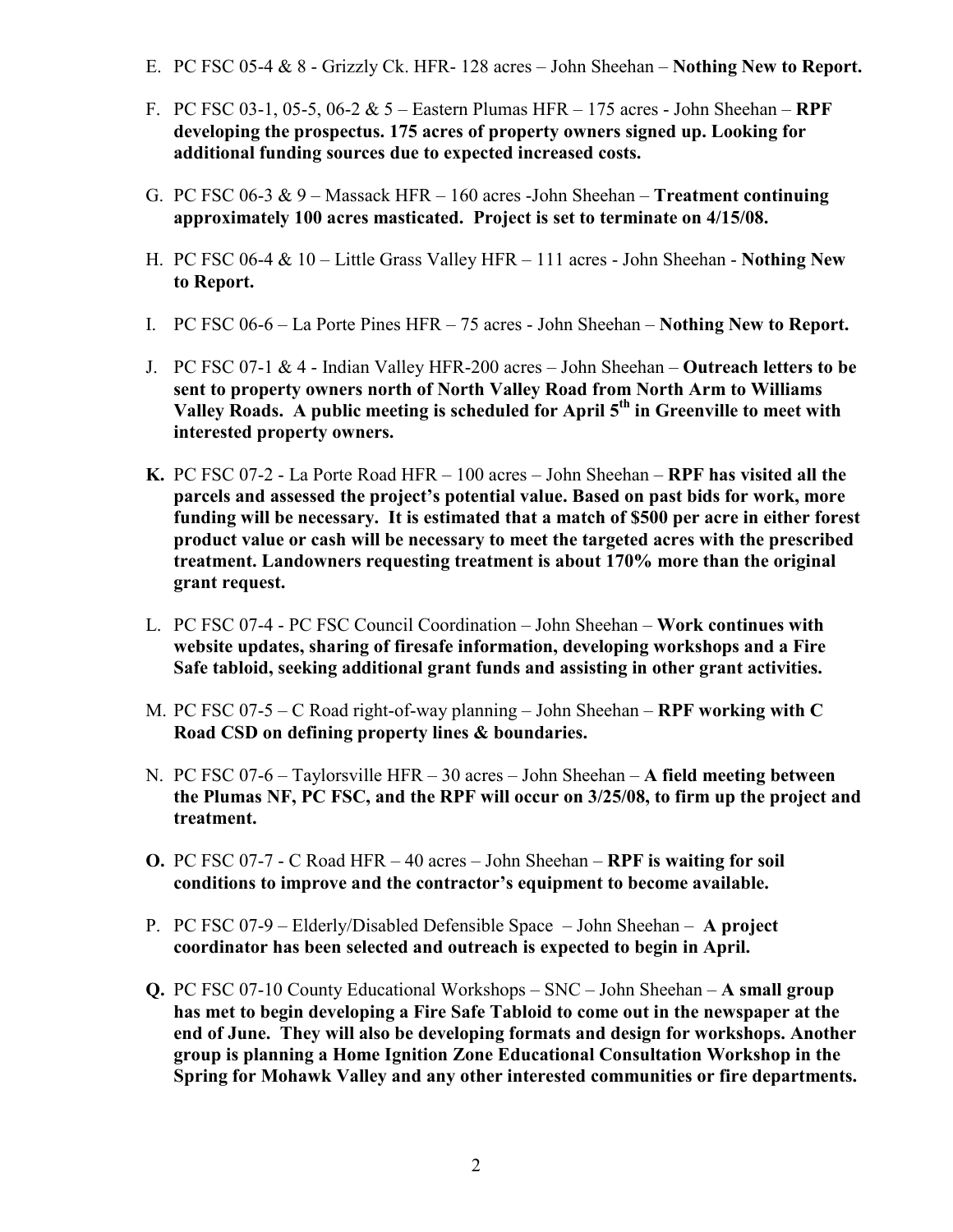E. PC FSC 05-4 & 8 - Grizzly Ck. HFR- 128 acres – John Sheehan – **Nothing New to Report.**

F. PC FSC 03-1, 05-5, 06-2 & 5 – Eastern Plumas HFR – 175 acres - John Sheehan – **RPF developing the prospectus. 175 acres of property owners signed up. Looking for additional funding sources due to expected increased costs.**

G. PC FSC 06-3 & 9 – Massack HFR – 160 acres -John Sheehan – **Treatment continuing approximately 100 acres masticated. Project is set to terminate on 4/15/08.**

H. PC FSC 06-4 & 10 – Little Grass Valley HFR – 111 acres - John Sheehan - **Nothing New to Report.**

I. PC FSC 06-6 – La Porte Pines HFR – 75 acres - John Sheehan – **Nothing New to Report.**

J. PC FSC 07-1 & 4 - Indian Valley HFR-200 acres – John Sheehan – **Outreach letters to be sent to property owners north of North Valley Road from North Arm to Williams Valley Roads. A public meeting is scheduled for April 5th in Greenville to meet with interested property owners.**

**K.** PC FSC 07-2 - La Porte Road HFR – 100 acres – John Sheehan – **RPF has visited all the parcels and assessed the project's potential value. Based on past bids for work, more funding will be necessary. It is estimated that a match of $500 per acre in either forest product value or cash will be necessary to meet the targeted acres with the prescribed treatment. Landowners requesting treatment is about 170% more than the original grant request.**

L. PC FSC 07-4 - PC FSC Council Coordination – John Sheehan – **Work continues with website updates, sharing of firesafe information, developing workshops and a Fire Safe tabloid, seeking additional grant funds and assisting in other grant activities.**

M. PC FSC 07-5 – C Road right-of-way planning – John Sheehan – **RPF working with C Road CSD on defining property lines & boundaries.**

N. PC FSC 07-6 – Taylorsville HFR – 30 acres – John Sheehan – **A field meeting between the Plumas NF, PC FSC, and the RPF will occur on 3/25/08, to firm up the project and treatment.**

**O.** PC FSC 07-7 - C Road HFR – 40 acres – John Sheehan – **RPF is waiting for soil conditions to improve and the contractor's equipment to become available.**

P. PC FSC 07-9 – Elderly/Disabled Defensible Space – John Sheehan – **A project coordinator has been selected and outreach is expected to begin in April.**

**Q.** PC FSC 07-10 County Educational Workshops – SNC – John Sheehan – **A small group has met to begin developing a Fire Safe Tabloid to come out in the newspaper at the end of June. They will also be developing formats and design for workshops. Another group is planning a Home Ignition Zone Educational Consultation Workshop in the Spring for Mohawk Valley and any other interested communities or fire departments.**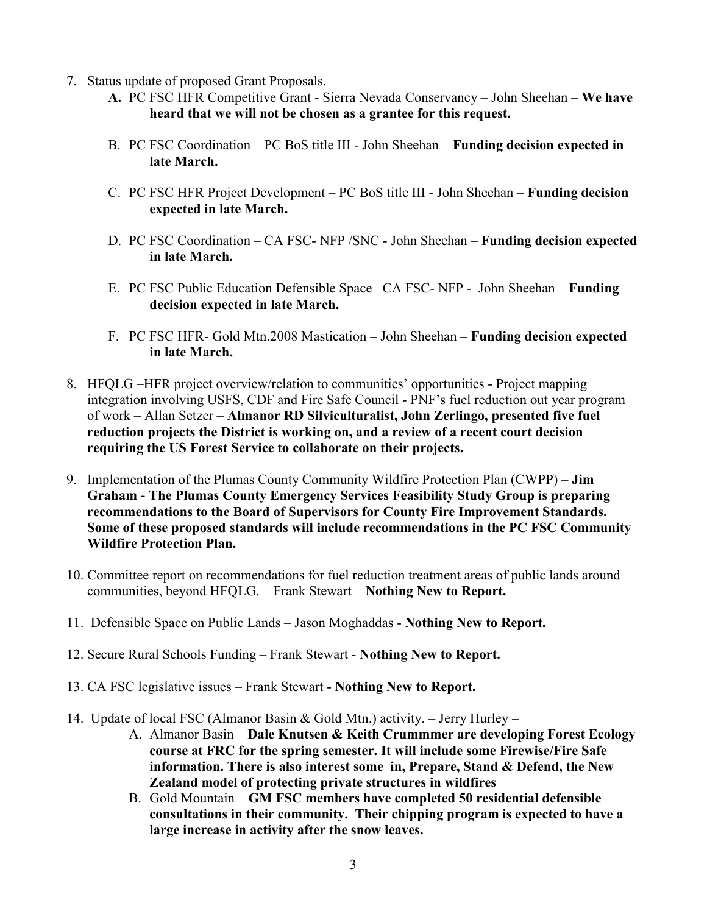7. Status update of proposed Grant Proposals.
   - **A.** PC FSC HFR Competitive Grant - Sierra Nevada Conservancy – John Sheehan – **We have heard that we will not be chosen as a grantee for this request.**
   - B. PC FSC Coordination – PC BoS title III - John Sheehan – **Funding decision expected in late March.**
   - C. PC FSC HFR Project Development – PC BoS title III - John Sheehan – **Funding decision expected in late March.**
   - D. PC FSC Coordination – CA FSC- NFP /SNC - John Sheehan – **Funding decision expected in late March.**
   - E. PC FSC Public Education Defensible Space– CA FSC- NFP - John Sheehan – **Funding decision expected in late March.**
   - F. PC FSC HFR- Gold Mtn.2008 Mastication – John Sheehan – **Funding decision expected in late March.**

8. HFQLG –HFR project overview/relation to communities' opportunities - Project mapping integration involving USFS, CDF and Fire Safe Council - PNF's fuel reduction out year program of work – Allan Setzer – **Almanor RD Silviculturalist, John Zerlingo, presented five fuel reduction projects the District is working on, and a review of a recent court decision requiring the US Forest Service to collaborate on their projects.**

9. Implementation of the Plumas County Community Wildfire Protection Plan (CWPP) – **Jim Graham - The Plumas County Emergency Services Feasibility Study Group is preparing recommendations to the Board of Supervisors for County Fire Improvement Standards. Some of these proposed standards will include recommendations in the PC FSC Community Wildfire Protection Plan.**

10. Committee report on recommendations for fuel reduction treatment areas of public lands around communities, beyond HFQLG. – Frank Stewart – **Nothing New to Report.**

11. Defensible Space on Public Lands – Jason Moghaddas - **Nothing New to Report.**

12. Secure Rural Schools Funding – Frank Stewart - **Nothing New to Report.**

13. CA FSC legislative issues – Frank Stewart - **Nothing New to Report.**

14. Update of local FSC (Almanor Basin & Gold Mtn.) activity. – Jerry Hurley –
    - A. Almanor Basin – **Dale Knutsen & Keith Crummmer are developing Forest Ecology course at FRC for the spring semester. It will include some Firewise/Fire Safe information. There is also interest some in, Prepare, Stand & Defend, the New Zealand model of protecting private structures in wildfires**
    - B. Gold Mountain – **GM FSC members have completed 50 residential defensible consultations in their community. Their chipping program is expected to have a large increase in activity after the snow leaves.**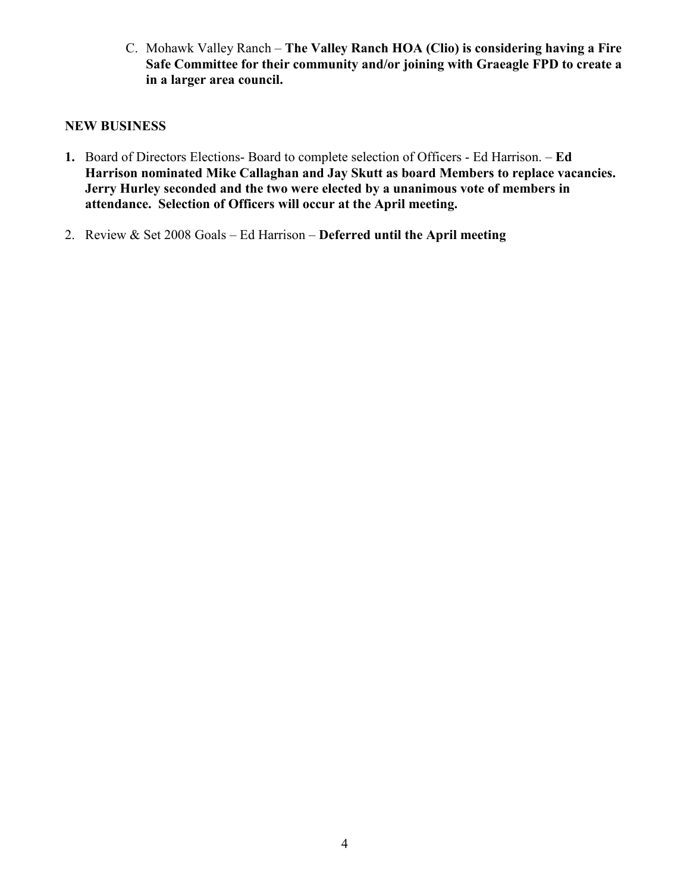C. Mohawk Valley Ranch – **The Valley Ranch HOA (Clio) is considering having a Fire Safe Committee for their community and/or joining with Graeagle FPD to create a in a larger area council.**

## NEW BUSINESS

1. Board of Directors Elections- Board to complete selection of Officers - Ed Harrison. – **Ed Harrison nominated Mike Callaghan and Jay Skutt as board Members to replace vacancies. Jerry Hurley seconded and the two were elected by a unanimous vote of members in attendance. Selection of Officers will occur at the April meeting.**

2. Review & Set 2008 Goals – Ed Harrison – **Deferred until the April meeting**